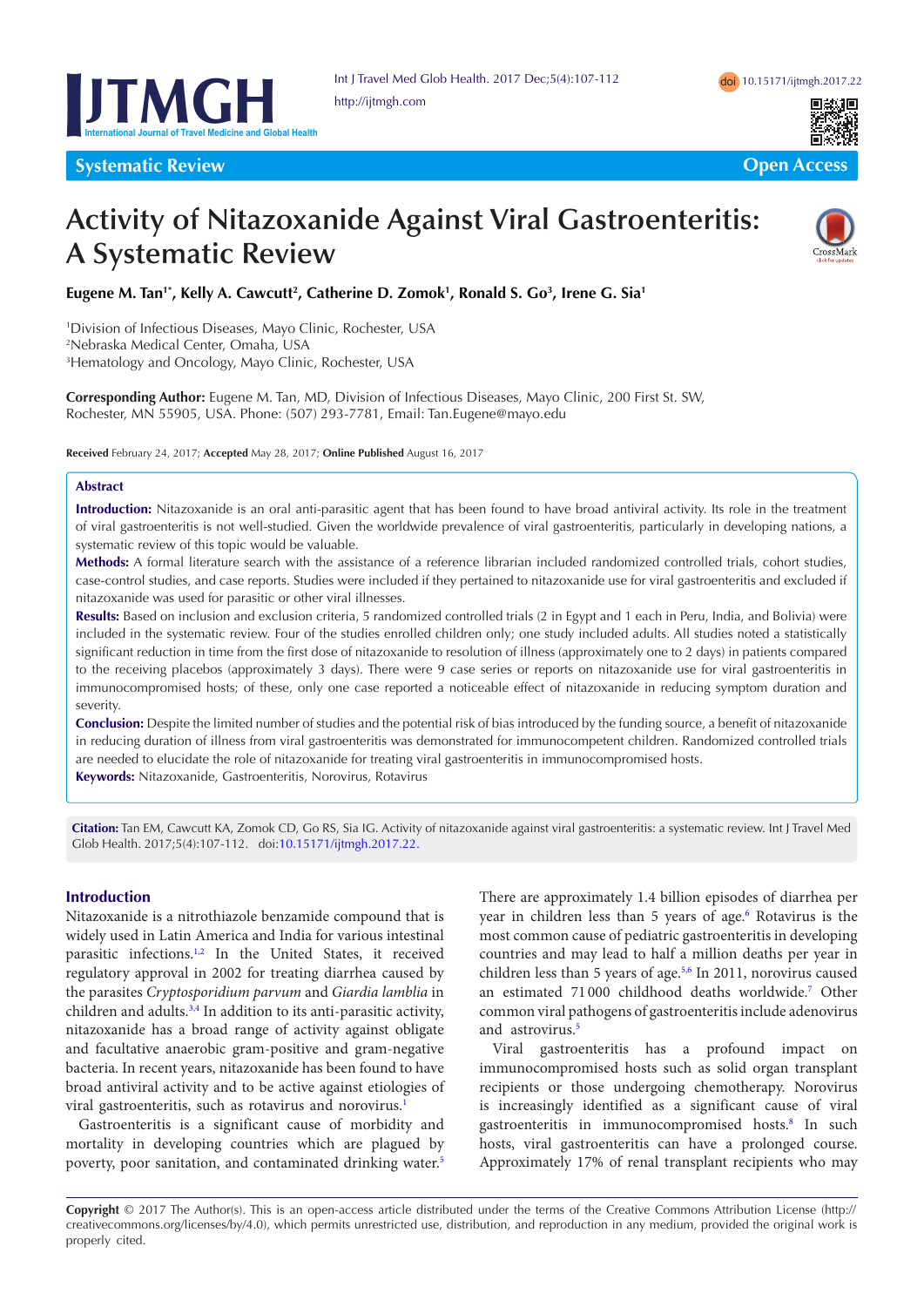Systematic Review

Open Access

# Activity of Nitazoxanide Against Viral Gastroenteritis: A Systematic Review

**Eugene M. Tan[1*], Kelly A. Cawcutt[2], Catherine D. Zomok[1], Ronald S. Go[3], Irene G. Sia[1]**

[1]Division of Infectious Diseases, Mayo Clinic, Rochester, USA
[2]Nebraska Medical Center, Omaha, USA
[3]Hematology and Oncology, Mayo Clinic, Rochester, USA

**Corresponding Author:** Eugene M. Tan, MD, Division of Infectious Diseases, Mayo Clinic, 200 First St. SW, Rochester, MN 55905, USA. Phone: (507) 293-7781, Email: Tan.Eugene@mayo.edu

**Received** February 24, 2017; **Accepted** May 28, 2017; **Online Published** August 16, 2017

## Abstract

**Introduction:** Nitazoxanide is an oral anti-parasitic agent that has been found to have broad antiviral activity. Its role in the treatment of viral gastroenteritis is not well-studied. Given the worldwide prevalence of viral gastroenteritis, particularly in developing nations, a systematic review of this topic would be valuable.

**Methods:** A formal literature search with the assistance of a reference librarian included randomized controlled trials, cohort studies, case-control studies, and case reports. Studies were included if they pertained to nitazoxanide use for viral gastroenteritis and excluded if nitazoxanide was used for parasitic or other viral illnesses.

**Results:** Based on inclusion and exclusion criteria, 5 randomized controlled trials (2 in Egypt and 1 each in Peru, India, and Bolivia) were included in the systematic review. Four of the studies enrolled children only; one study included adults. All studies noted a statistically significant reduction in time from the first dose of nitazoxanide to resolution of illness (approximately one to 2 days) in patients compared to the receiving placebos (approximately 3 days). There were 9 case series or reports on nitazoxanide use for viral gastroenteritis in immunocompromised hosts; of these, only one case reported a noticeable effect of nitazoxanide in reducing symptom duration and severity.

**Conclusion:** Despite the limited number of studies and the potential risk of bias introduced by the funding source, a benefit of nitazoxanide in reducing duration of illness from viral gastroenteritis was demonstrated for immunocompetent children. Randomized controlled trials are needed to elucidate the role of nitazoxanide for treating viral gastroenteritis in immunocompromised hosts.

**Keywords:** Nitazoxanide, Gastroenteritis, Norovirus, Rotavirus

**Citation:** Tan EM, Cawcutt KA, Zomok CD, Go RS, Sia IG. Activity of nitazoxanide against viral gastroenteritis: a systematic review. Int J Travel Med Glob Health. 2017;5(4):107-112. doi:10.15171/ijtmgh.2017.22.

## Introduction

Nitazoxanide is a nitrothiazole benzamide compound that is widely used in Latin America and India for various intestinal parasitic infections.[1,2] In the United States, it received regulatory approval in 2002 for treating diarrhea caused by the parasites *Cryptosporidium parvum* and *Giardia lamblia* in children and adults.[3,4] In addition to its anti-parasitic activity, nitazoxanide has a broad range of activity against obligate and facultative anaerobic gram-positive and gram-negative bacteria. In recent years, nitazoxanide has been found to have broad antiviral activity and to be active against etiologies of viral gastroenteritis, such as rotavirus and norovirus.[1]

Gastroenteritis is a significant cause of morbidity and mortality in developing countries which are plagued by poverty, poor sanitation, and contaminated drinking water.[5] There are approximately 1.4 billion episodes of diarrhea per year in children less than 5 years of age.[6] Rotavirus is the most common cause of pediatric gastroenteritis in developing countries and may lead to half a million deaths per year in children less than 5 years of age.[5,6] In 2011, norovirus caused an estimated 71 000 childhood deaths worldwide.[7] Other common viral pathogens of gastroenteritis include adenovirus and astrovirus.[5]

Viral gastroenteritis has a profound impact on immunocompromised hosts such as solid organ transplant recipients or those undergoing chemotherapy. Norovirus is increasingly identified as a significant cause of viral gastroenteritis in immunocompromised hosts.[8] In such hosts, viral gastroenteritis can have a prolonged course. Approximately 17% of renal transplant recipients who may

**Copyright** © 2017 The Author(s). This is an open-access article distributed under the terms of the Creative Commons Attribution License (http://creativecommons.org/licenses/by/4.0), which permits unrestricted use, distribution, and reproduction in any medium, provided the original work is properly cited.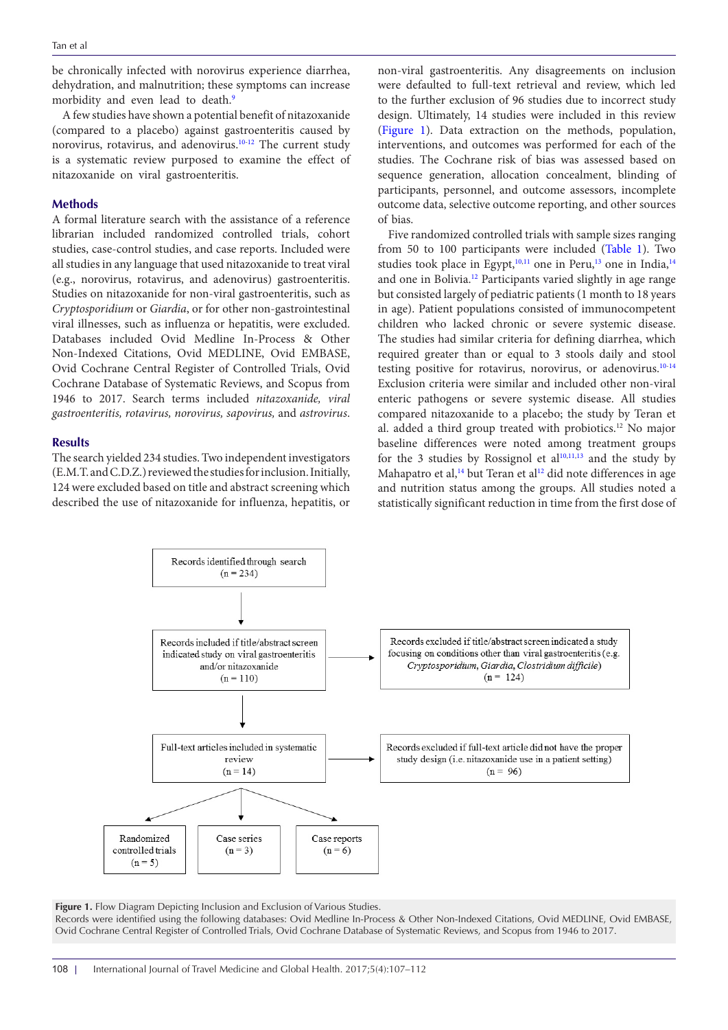be chronically infected with norovirus experience diarrhea, dehydration, and malnutrition; these symptoms can increase morbidity and even lead to death.[9]

A few studies have shown a potential benefit of nitazoxanide (compared to a placebo) against gastroenteritis caused by norovirus, rotavirus, and adenovirus.[10-12] The current study is a systematic review purposed to examine the effect of nitazoxanide on viral gastroenteritis.

## Methods

A formal literature search with the assistance of a reference librarian included randomized controlled trials, cohort studies, case-control studies, and case reports. Included were all studies in any language that used nitazoxanide to treat viral (e.g., norovirus, rotavirus, and adenovirus) gastroenteritis. Studies on nitazoxanide for non-viral gastroenteritis, such as *Cryptosporidium* or *Giardia*, or for other non-gastrointestinal viral illnesses, such as influenza or hepatitis, were excluded. Databases included Ovid Medline In-Process & Other Non-Indexed Citations, Ovid MEDLINE, Ovid EMBASE, Ovid Cochrane Central Register of Controlled Trials, Ovid Cochrane Database of Systematic Reviews, and Scopus from 1946 to 2017. Search terms included *nitazoxanide, viral gastroenteritis, rotavirus, norovirus, sapovirus,* and *astrovirus*.

## Results

The search yielded 234 studies. Two independent investigators (E.M.T. and C.D.Z.) reviewed the studies for inclusion. Initially, 124 were excluded based on title and abstract screening which described the use of nitazoxanide for influenza, hepatitis, or non-viral gastroenteritis. Any disagreements on inclusion were defaulted to full-text retrieval and review, which led to the further exclusion of 96 studies due to incorrect study design. Ultimately, 14 studies were included in this review (Figure 1). Data extraction on the methods, population, interventions, and outcomes was performed for each of the studies. The Cochrane risk of bias was assessed based on sequence generation, allocation concealment, blinding of participants, personnel, and outcome assessors, incomplete outcome data, selective outcome reporting, and other sources of bias.

Five randomized controlled trials with sample sizes ranging from 50 to 100 participants were included (Table 1). Two studies took place in Egypt,[10,11] one in Peru,[13] one in India,[14] and one in Bolivia.[12] Participants varied slightly in age range but consisted largely of pediatric patients (1 month to 18 years in age). Patient populations consisted of immunocompetent children who lacked chronic or severe systemic disease. The studies had similar criteria for defining diarrhea, which required greater than or equal to 3 stools daily and stool testing positive for rotavirus, norovirus, or adenovirus.[10-14] Exclusion criteria were similar and included other non-viral enteric pathogens or severe systemic disease. All studies compared nitazoxanide to a placebo; the study by Teran et al. added a third group treated with probiotics.[12] No major baseline differences were noted among treatment groups for the 3 studies by Rossignol et al[10,11,13] and the study by Mahapatro et al,[14] but Teran et al[12] did note differences in age and nutrition status among the groups. All studies noted a statistically significant reduction in time from the first dose of

Records identified through search (n = 234)
→ Records included if title/abstract screen indicated study on viral gastroenteritis and/or nitazoxanide (n = 110)
→ Records excluded if title/abstract screen indicated a study focusing on conditions other than viral gastroenteritis (e.g. *Cryptosporidium, Giardia, Clostridium difficile*) (n = 124)
→ Full-text articles included in systematic review (n = 14)
→ Records excluded if full-text article did not have the proper study design (i.e. nitazoxanide use in a patient setting) (n = 96)
→ Randomized controlled trials (n = 5); Case series (n = 3); Case reports (n = 6)

**Figure 1.** Flow Diagram Depicting Inclusion and Exclusion of Various Studies.
Records were identified using the following databases: Ovid Medline In-Process & Other Non-Indexed Citations, Ovid MEDLINE, Ovid EMBASE, Ovid Cochrane Central Register of Controlled Trials, Ovid Cochrane Database of Systematic Reviews, and Scopus from 1946 to 2017.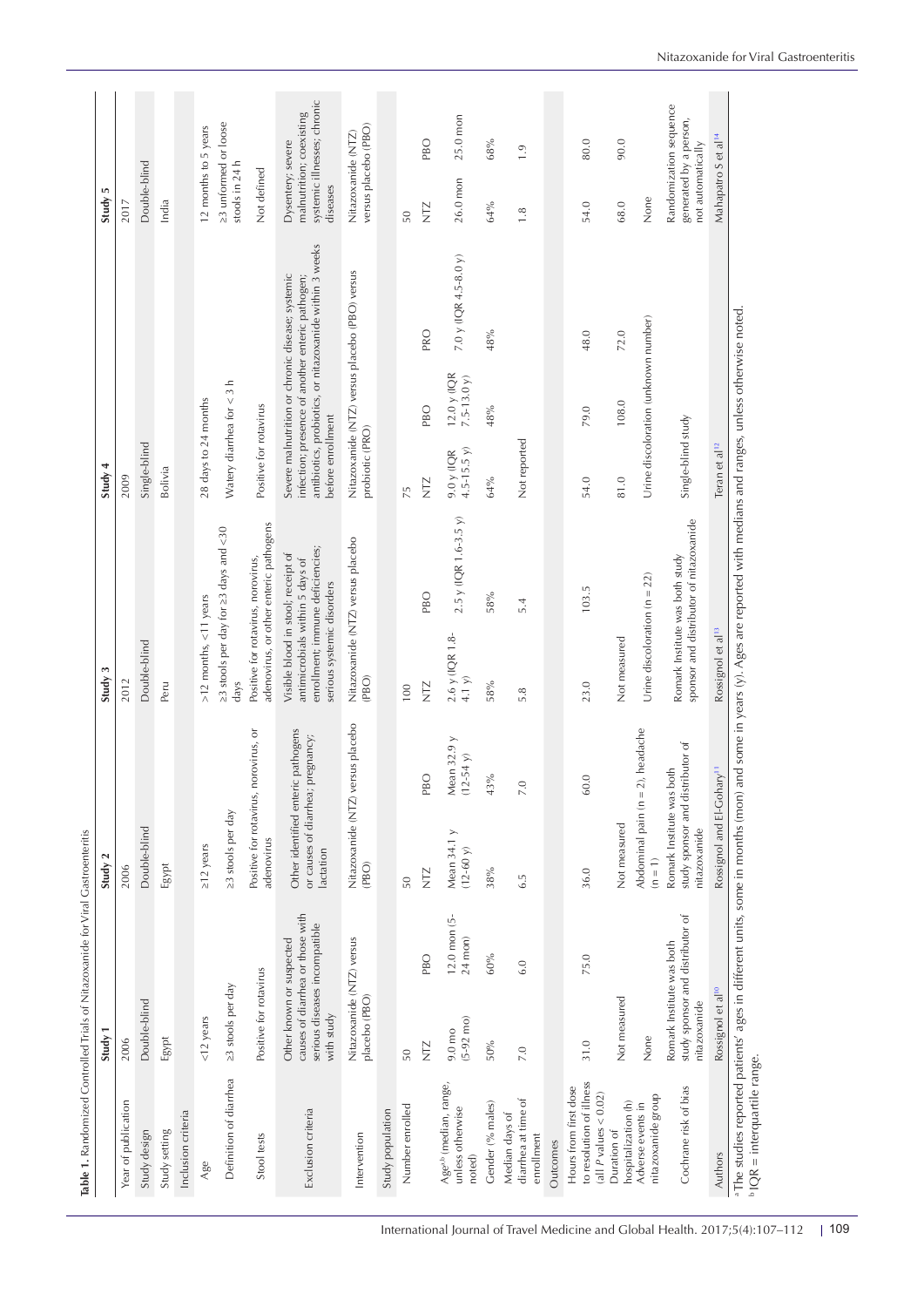**Table 1.** Randomized Controlled Trials of Nitazoxanide for Viral Gastroenteritis

| | Study 1 | | Study 2 | | Study 3 | | Study 4 | | | Study 5 | |
|---|---|---|---|---|---|---|---|---|---|---|---|
| Year of publication | 2006 | | 2006 | | 2012 | | 2009 | | | 2017 | |
| Study design | Double-blind | | Double-blind | | Double-blind | | Single-blind | | | Double-blind | |
| Study setting | Egypt | | Egypt | | Peru | | Bolivia | | | India | |
| Inclusion criteria | | | | | | | | | | | |
| Age | <12 years | | ≥12 years | | >12 months, <11 years | | 28 days to 24 months | | | 12 months to 5 years | |
| Definition of diarrhea | ≥3 stools per day | | ≥3 stools per day | | ≥3 stools per day for ≥3 days and <30 days | | Watery diarrhea for < 3 h | | | ≥3 unformed or loose stools in 24 h | |
| Stool tests | Positive for rotavirus | | Positive for rotavirus, norovirus, or adenovirus | | Positive for rotavirus, norovirus, adenovirus, or other enteric pathogens | | Positive for rotavirus | | | Not defined | |
| Exclusion criteria | Other known or suspected causes of diarrhea or those with serious diseases incompatible with study | | Other identified enteric pathogens or causes of diarrhea; pregnancy; lactation | | Visible blood in stool; receipt of antimicrobials within 5 days of enrollment; immune deficiencies; serious systemic disorders | | Severe malnutrition or chronic disease; systemic infection; presence of another enteric pathogen; antibiotics, probiotics, or nitazoxanide within 3 weeks before enrollment | | | Dysentery; severe malnutrition; coexisting systemic illnesses; chronic diseases | |
| Intervention | Nitazoxanide (NTZ) versus placebo (PBO) | | Nitazoxanide (NTZ) versus placebo (PBO) | | Nitazoxanide (NTZ) versus placebo (PBO) | | Nitazoxanide (NTZ) versus placebo (PBO) versus probiotic (PRO) | | | Nitazoxanide (NTZ) versus placebo (PBO) | |
| Study population | | | | | | | | | | | |
| Number enrolled | 50 | | 50 | | 100 | | 75 | | | 50 | |
| | NTZ | PBO | NTZ | PBO | NTZ | PBO | NTZ | PBO | PRO | NTZ | PBO |
| Age[a,b] (median, range, unless otherwise noted) | 9.0 mo (5-92 mo) | 12.0 mon (5-24 mon) | Mean 34.1 y (12-60 y) | Mean 32.9 y (12-54 y) | 2.6 y (IQR 1.8-4.1 y) | 2.5 y (IQR 1.6-3.5 y) | 9.0 y (IQR 4.5-15.5 y) | 12.0 y (IQR 7.5-13.0 y) | 7.0 y (IQR 4.5-8.0 y) | 26.0 mon | 25.0 mon |
| Gender (% males) | 50% | 60% | 38% | 43% | 58% | 58% | 64% | 48% | 48% | 64% | 68% |
| Median days of diarrhea at time of enrollment | 7.0 | 6.0 | 6.5 | 7.0 | 5.8 | 5.4 | Not reported | | | 1.8 | 1.9 |
| Outcomes | | | | | | | | | | | |
| Hours from first dose to resolution of illness (all *P* values < 0.02) | 31.0 | 75.0 | 36.0 | 60.0 | 23.0 | 103.5 | 54.0 | 79.0 | 48.0 | 54.0 | 80.0 |
| Duration of hospitalization (h) | Not measured | | Not measured | | Not measured | | 81.0 | 108.0 | 72.0 | 68.0 | 90.0 |
| Adverse events in nitazoxanide group | None | | Abdominal pain (n = 2), headache (n = 1) | | Urine discoloration (n = 22) | | Urine discoloration (unknown number) | | | None | |
| Cochrane risk of bias | Romark Institute was both study sponsor and distributor of nitazoxanide | | Romark Institute was both study sponsor and distributor of nitazoxanide | | Romark Institute was both study sponsor and distributor of nitazoxanide | | Single-blind study | | | Randomization sequence generated by a person, not automatically | |
| Authors | Rossignol et al[10] | | Rossignol and El-Gohary[11] | | Rossignol et al[13] | | Teran et al[12] | | | Mahapatro S et al[14] | |

[a] The studies reported patients' ages in different units, some in months (mon) and some in years (y). Ages are reported with medians and ranges, unless otherwise noted.
[b] IQR = interquartile range.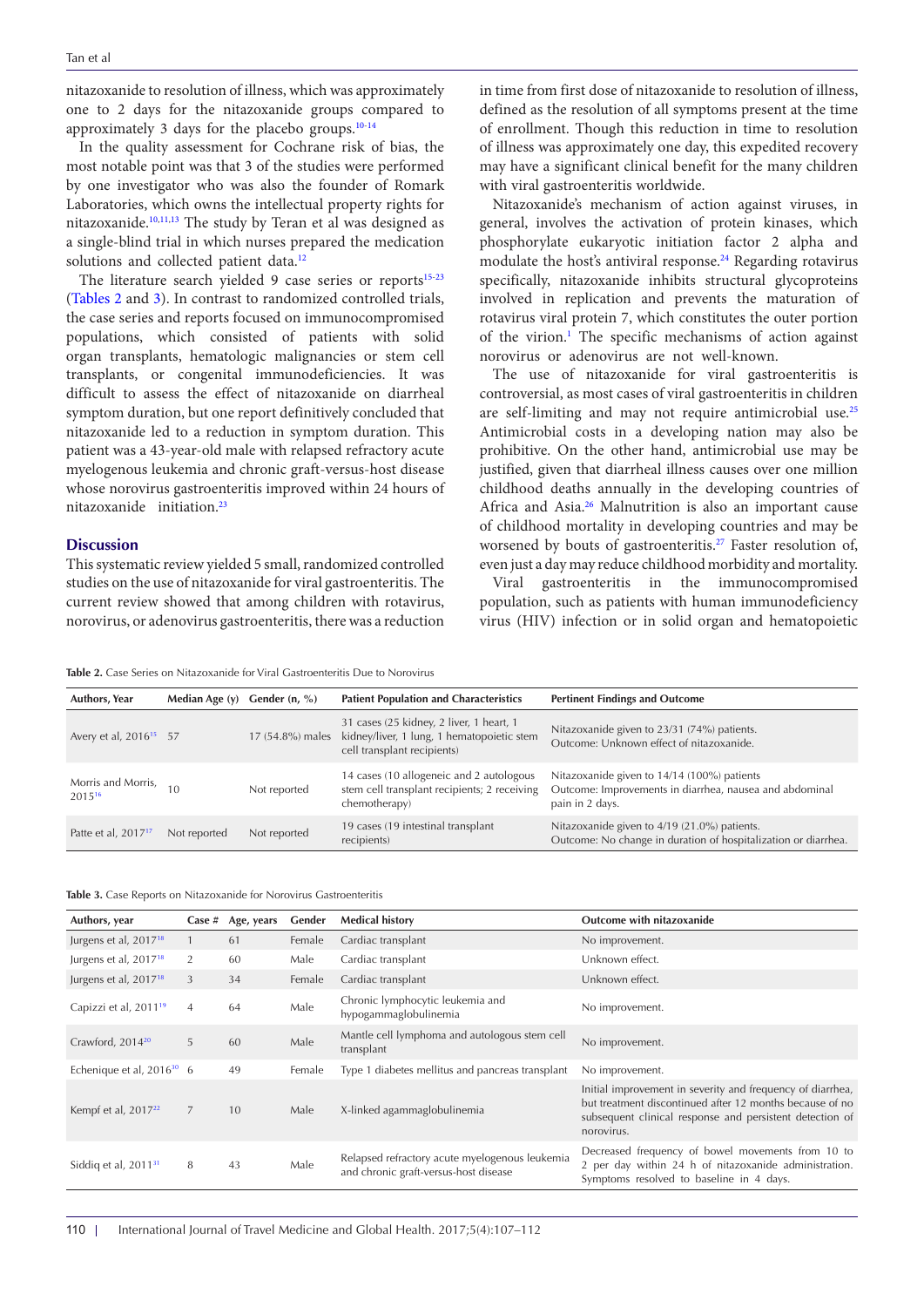nitazoxanide to resolution of illness, which was approximately one to 2 days for the nitazoxanide groups compared to approximately 3 days for the placebo groups.[10-14]

In the quality assessment for Cochrane risk of bias, the most notable point was that 3 of the studies were performed by one investigator who was also the founder of Romark Laboratories, which owns the intellectual property rights for nitazoxanide.[10,11,13] The study by Teran et al was designed as a single-blind trial in which nurses prepared the medication solutions and collected patient data.[12]

The literature search yielded 9 case series or reports[15-23] (Tables 2 and 3). In contrast to randomized controlled trials, the case series and reports focused on immunocompromised populations, which consisted of patients with solid organ transplants, hematologic malignancies or stem cell transplants, or congenital immunodeficiencies. It was difficult to assess the effect of nitazoxanide on diarrheal symptom duration, but one report definitively concluded that nitazoxanide led to a reduction in symptom duration. This patient was a 43-year-old male with relapsed refractory acute myelogenous leukemia and chronic graft-versus-host disease whose norovirus gastroenteritis improved within 24 hours of nitazoxanide initiation.[23]

## Discussion

This systematic review yielded 5 small, randomized controlled studies on the use of nitazoxanide for viral gastroenteritis. The current review showed that among children with rotavirus, norovirus, or adenovirus gastroenteritis, there was a reduction in time from first dose of nitazoxanide to resolution of illness, defined as the resolution of all symptoms present at the time of enrollment. Though this reduction in time to resolution of illness was approximately one day, this expedited recovery may have a significant clinical benefit for the many children with viral gastroenteritis worldwide.

Nitazoxanide's mechanism of action against viruses, in general, involves the activation of protein kinases, which phosphorylate eukaryotic initiation factor 2 alpha and modulate the host's antiviral response.[24] Regarding rotavirus specifically, nitazoxanide inhibits structural glycoproteins involved in replication and prevents the maturation of rotavirus viral protein 7, which constitutes the outer portion of the virion.[1] The specific mechanisms of action against norovirus or adenovirus are not well-known.

The use of nitazoxanide for viral gastroenteritis is controversial, as most cases of viral gastroenteritis in children are self-limiting and may not require antimicrobial use.[25] Antimicrobial costs in a developing nation may also be prohibitive. On the other hand, antimicrobial use may be justified, given that diarrheal illness causes over one million childhood deaths annually in the developing countries of Africa and Asia.[26] Malnutrition is also an important cause of childhood mortality in developing countries and may be worsened by bouts of gastroenteritis.[27] Faster resolution of, even just a day may reduce childhood morbidity and mortality.

Viral gastroenteritis in the immunocompromised population, such as patients with human immunodeficiency virus (HIV) infection or in solid organ and hematopoietic

**Table 2.** Case Series on Nitazoxanide for Viral Gastroenteritis Due to Norovirus

| Authors, Year | Median Age (y) | Gender (n, %) | Patient Population and Characteristics | Pertinent Findings and Outcome |
|---|---|---|---|---|
| Avery et al, 2016[15] | 57 | 17 (54.8%) males | 31 cases (25 kidney, 2 liver, 1 heart, 1 kidney/liver, 1 lung, 1 hematopoietic stem cell transplant recipients) | Nitazoxanide given to 23/31 (74%) patients. Outcome: Unknown effect of nitazoxanide. |
| Morris and Morris, 2015[16] | 10 | Not reported | 14 cases (10 allogeneic and 2 autologous stem cell transplant recipients; 2 receiving chemotherapy) | Nitazoxanide given to 14/14 (100%) patients Outcome: Improvements in diarrhea, nausea and abdominal pain in 2 days. |
| Patte et al, 2017[17] | Not reported | Not reported | 19 cases (19 intestinal transplant recipients) | Nitazoxanide given to 4/19 (21.0%) patients. Outcome: No change in duration of hospitalization or diarrhea. |

**Table 3.** Case Reports on Nitazoxanide for Norovirus Gastroenteritis

| Authors, year | Case # | Age, years | Gender | Medical history | Outcome with nitazoxanide |
|---|---|---|---|---|---|
| Jurgens et al, 2017[18] | 1 | 61 | Female | Cardiac transplant | No improvement. |
| Jurgens et al, 2017[18] | 2 | 60 | Male | Cardiac transplant | Unknown effect. |
| Jurgens et al, 2017[18] | 3 | 34 | Female | Cardiac transplant | Unknown effect. |
| Capizzi et al, 2011[19] | 4 | 64 | Male | Chronic lymphocytic leukemia and hypogammaglobulinemia | No improvement. |
| Crawford, 2014[20] | 5 | 60 | Male | Mantle cell lymphoma and autologous stem cell transplant | No improvement. |
| Echenique et al, 2016[30] | 6 | 49 | Female | Type 1 diabetes mellitus and pancreas transplant | No improvement. |
| Kempf et al, 2017[22] | 7 | 10 | Male | X-linked agammaglobulinemia | Initial improvement in severity and frequency of diarrhea, but treatment discontinued after 12 months because of no subsequent clinical response and persistent detection of norovirus. |
| Siddiq et al, 2011[31] | 8 | 43 | Male | Relapsed refractory acute myelogenous leukemia and chronic graft-versus-host disease | Decreased frequency of bowel movements from 10 to 2 per day within 24 h of nitazoxanide administration. Symptoms resolved to baseline in 4 days. |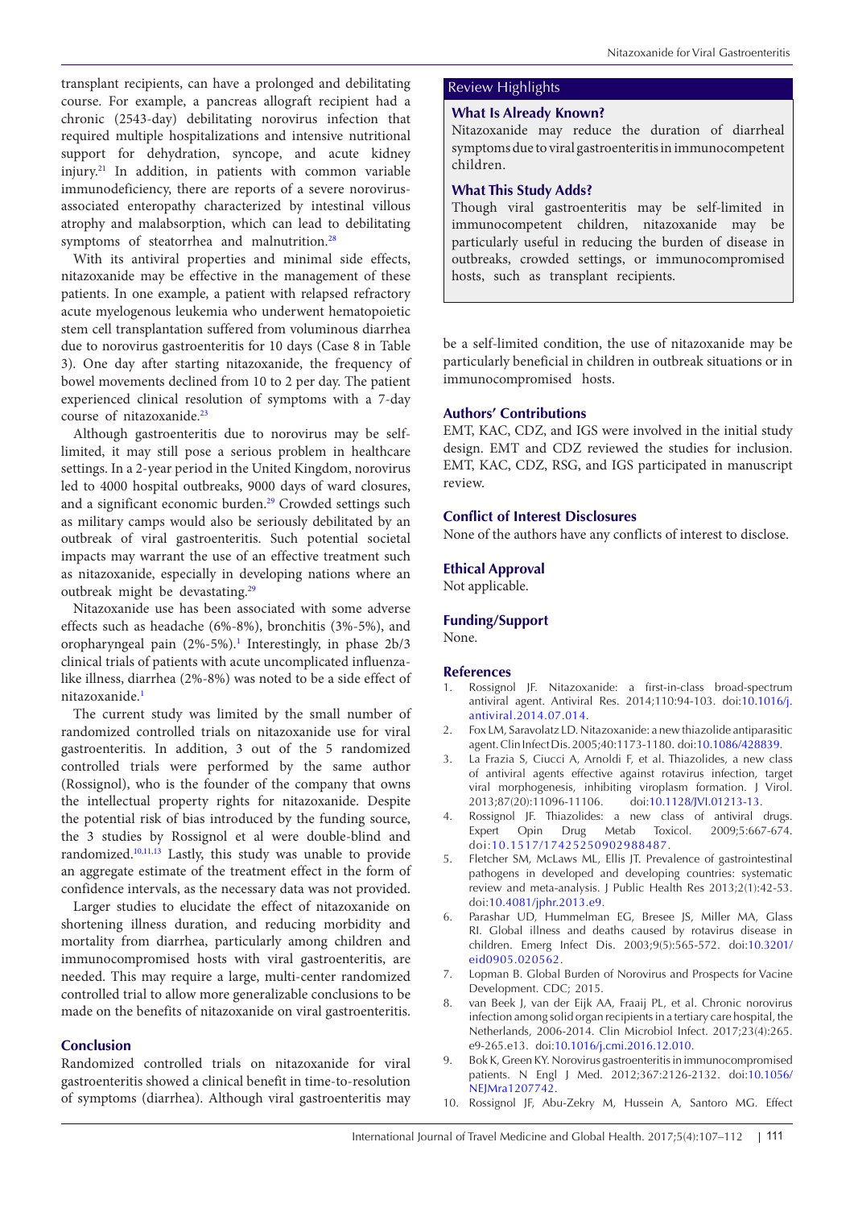transplant recipients, can have a prolonged and debilitating course. For example, a pancreas allograft recipient had a chronic (2543-day) debilitating norovirus infection that required multiple hospitalizations and intensive nutritional support for dehydration, syncope, and acute kidney injury.[21] In addition, in patients with common variable immunodeficiency, there are reports of a severe norovirus-associated enteropathy characterized by intestinal villous atrophy and malabsorption, which can lead to debilitating symptoms of steatorrhea and malnutrition.[28]

With its antiviral properties and minimal side effects, nitazoxanide may be effective in the management of these patients. In one example, a patient with relapsed refractory acute myelogenous leukemia who underwent hematopoietic stem cell transplantation suffered from voluminous diarrhea due to norovirus gastroenteritis for 10 days (Case 8 in Table 3). One day after starting nitazoxanide, the frequency of bowel movements declined from 10 to 2 per day. The patient experienced clinical resolution of symptoms with a 7-day course of nitazoxanide.[23]

Although gastroenteritis due to norovirus may be self-limited, it may still pose a serious problem in healthcare settings. In a 2-year period in the United Kingdom, norovirus led to 4000 hospital outbreaks, 9000 days of ward closures, and a significant economic burden.[29] Crowded settings such as military camps would also be seriously debilitated by an outbreak of viral gastroenteritis. Such potential societal impacts may warrant the use of an effective treatment such as nitazoxanide, especially in developing nations where an outbreak might be devastating.[29]

Nitazoxanide use has been associated with some adverse effects such as headache (6%-8%), bronchitis (3%-5%), and oropharyngeal pain (2%-5%).[1] Interestingly, in phase 2b/3 clinical trials of patients with acute uncomplicated influenza-like illness, diarrhea (2%-8%) was noted to be a side effect of nitazoxanide.[1]

The current study was limited by the small number of randomized controlled trials on nitazoxanide use for viral gastroenteritis. In addition, 3 out of the 5 randomized controlled trials were performed by the same author (Rossignol), who is the founder of the company that owns the intellectual property rights for nitazoxanide. Despite the potential risk of bias introduced by the funding source, the 3 studies by Rossignol et al were double-blind and randomized.[10,11,13] Lastly, this study was unable to provide an aggregate estimate of the treatment effect in the form of confidence intervals, as the necessary data was not provided.

Larger studies to elucidate the effect of nitazoxanide on shortening illness duration, and reducing morbidity and mortality from diarrhea, particularly among children and immunocompromised hosts with viral gastroenteritis, are needed. This may require a large, multi-center randomized controlled trial to allow more generalizable conclusions to be made on the benefits of nitazoxanide on viral gastroenteritis.

## Conclusion

Randomized controlled trials on nitazoxanide for viral gastroenteritis showed a clinical benefit in time-to-resolution of symptoms (diarrhea). Although viral gastroenteritis may be a self-limited condition, the use of nitazoxanide may be particularly beneficial in children in outbreak situations or in immunocompromised hosts.

> **Review Highlights**
>
> **What Is Already Known?**
>
> Nitazoxanide may reduce the duration of diarrheal symptoms due to viral gastroenteritis in immunocompetent children.
>
> **What This Study Adds?**
>
> Though viral gastroenteritis may be self-limited in immunocompetent children, nitazoxanide may be particularly useful in reducing the burden of disease in outbreaks, crowded settings, or immunocompromised hosts, such as transplant recipients.

## Authors' Contributions

EMT, KAC, CDZ, and IGS were involved in the initial study design. EMT and CDZ reviewed the studies for inclusion. EMT, KAC, CDZ, RSG, and IGS participated in manuscript review.

## Conflict of Interest Disclosures

None of the authors have any conflicts of interest to disclose.

## Ethical Approval

Not applicable.

## Funding/Support

None.

## References

1. Rossignol JF. Nitazoxanide: a first-in-class broad-spectrum antiviral agent. Antiviral Res. 2014;110:94-103. doi:10.1016/j.antiviral.2014.07.014.
2. Fox LM, Saravolatz LD. Nitazoxanide: a new thiazolide antiparasitic agent. Clin Infect Dis. 2005;40:1173-1180. doi:10.1086/428839.
3. La Frazia S, Ciucci A, Arnoldi F, et al. Thiazolides, a new class of antiviral agents effective against rotavirus infection, target viral morphogenesis, inhibiting viroplasm formation. J Virol. 2013;87(20):11096-11106. doi:10.1128/JVI.01213-13.
4. Rossignol JF. Thiazolides: a new class of antiviral drugs. Expert Opin Drug Metab Toxicol. 2009;5:667-674. doi:10.1517/17425250902988487.
5. Fletcher SM, McLaws ML, Ellis JT. Prevalence of gastrointestinal pathogens in developed and developing countries: systematic review and meta-analysis. J Public Health Res 2013;2(1):42-53. doi:10.4081/jphr.2013.e9.
6. Parashar UD, Hummelman EG, Bresee JS, Miller MA, Glass RI. Global illness and deaths caused by rotavirus disease in children. Emerg Infect Dis. 2003;9(5):565-572. doi:10.3201/eid0905.020562.
7. Lopman B. Global Burden of Norovirus and Prospects for Vacine Development. CDC; 2015.
8. van Beek J, van der Eijk AA, Fraaij PL, et al. Chronic norovirus infection among solid organ recipients in a tertiary care hospital, the Netherlands, 2006-2014. Clin Microbiol Infect. 2017;23(4):265.e9-265.e13. doi:10.1016/j.cmi.2016.12.010.
9. Bok K, Green KY. Norovirus gastroenteritis in immunocompromised patients. N Engl J Med. 2012;367:2126-2132. doi:10.1056/NEJMra1207742.
10. Rossignol JF, Abu-Zekry M, Hussein A, Santoro MG. Effect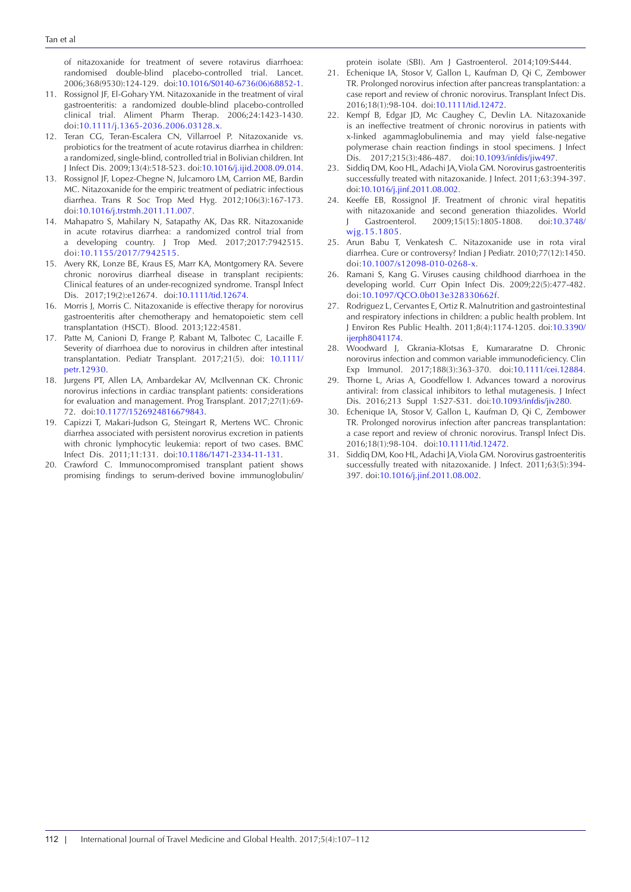of nitazoxanide for treatment of severe rotavirus diarrhoea: randomised double-blind placebo-controlled trial. Lancet. 2006;368(9530):124-129. doi:10.1016/S0140-6736(06)68852-1.

11. Rossignol JF, El-Gohary YM. Nitazoxanide in the treatment of viral gastroenteritis: a randomized double-blind placebo-controlled clinical trial. Aliment Pharm Therap. 2006;24:1423-1430. doi:10.1111/j.1365-2036.2006.03128.x.
12. Teran CG, Teran-Escalera CN, Villarroel P. Nitazoxanide vs. probiotics for the treatment of acute rotavirus diarrhea in children: a randomized, single-blind, controlled trial in Bolivian children. Int J Infect Dis. 2009;13(4):518-523. doi:10.1016/j.ijid.2008.09.014.
13. Rossignol JF, Lopez-Chegne N, Julcamoro LM, Carrion ME, Bardin MC. Nitazoxanide for the empiric treatment of pediatric infectious diarrhea. Trans R Soc Trop Med Hyg. 2012;106(3):167-173. doi:10.1016/j.trstmh.2011.11.007.
14. Mahapatro S, Mahilary N, Satapathy AK, Das RR. Nitazoxanide in acute rotavirus diarrhea: a randomized control trial from a developing country. J Trop Med. 2017;2017:7942515. doi:10.1155/2017/7942515.
15. Avery RK, Lonze BE, Kraus ES, Marr KA, Montgomery RA. Severe chronic norovirus diarrheal disease in transplant recipients: Clinical features of an under-recognized syndrome. Transpl Infect Dis. 2017;19(2):e12674. doi:10.1111/tid.12674.
16. Morris J, Morris C. Nitazoxanide is effective therapy for norovirus gastroenteritis after chemotherapy and hematopoietic stem cell transplantation (HSCT). Blood. 2013;122:4581.
17. Patte M, Canioni D, Frange P, Rabant M, Talbotec C, Lacaille F. Severity of diarrhoea due to norovirus in children after intestinal transplantation. Pediatr Transplant. 2017;21(5). doi: 10.1111/petr.12930.
18. Jurgens PT, Allen LA, Ambardekar AV, McIlvennan CK. Chronic norovirus infections in cardiac transplant patients: considerations for evaluation and management. Prog Transplant. 2017;27(1):69-72. doi:10.1177/1526924816679843.
19. Capizzi T, Makari-Judson G, Steingart R, Mertens WC. Chronic diarrhea associated with persistent norovirus excretion in patients with chronic lymphocytic leukemia: report of two cases. BMC Infect Dis. 2011;11:131. doi:10.1186/1471-2334-11-131.
20. Crawford C. Immunocompromised transplant patient shows promising findings to serum-derived bovine immunoglobulin/protein isolate (SBI). Am J Gastroenterol. 2014;109:S444.
21. Echenique IA, Stosor V, Gallon L, Kaufman D, Qi C, Zembower TR. Prolonged norovirus infection after pancreas transplantation: a case report and review of chronic norovirus. Transplant Infect Dis. 2016;18(1):98-104. doi:10.1111/tid.12472.
22. Kempf B, Edgar JD, Mc Caughey C, Devlin LA. Nitazoxanide is an ineffective treatment of chronic norovirus in patients with x-linked agammaglobulinemia and may yield false-negative polymerase chain reaction findings in stool specimens. J Infect Dis. 2017;215(3):486-487. doi:10.1093/infdis/jiw497.
23. Siddiq DM, Koo HL, Adachi JA, Viola GM. Norovirus gastroenteritis successfully treated with nitazoxanide. J Infect. 2011;63:394-397. doi:10.1016/j.jinf.2011.08.002.
24. Keeffe EB, Rossignol JF. Treatment of chronic viral hepatitis with nitazoxanide and second generation thiazolides. World J Gastroenterol. 2009;15(15):1805-1808. doi:10.3748/wjg.15.1805.
25. Arun Babu T, Venkatesh C. Nitazoxanide use in rota viral diarrhea. Cure or controversy? Indian J Pediatr. 2010;77(12):1450. doi:10.1007/s12098-010-0268-x.
26. Ramani S, Kang G. Viruses causing childhood diarrhoea in the developing world. Curr Opin Infect Dis. 2009;22(5):477-482. doi:10.1097/QCO.0b013e328330662f.
27. Rodriguez L, Cervantes E, Ortiz R. Malnutrition and gastrointestinal and respiratory infections in children: a public health problem. Int J Environ Res Public Health. 2011;8(4):1174-1205. doi:10.3390/ijerph8041174.
28. Woodward J, Gkrania-Klotsas E, Kumararatne D. Chronic norovirus infection and common variable immunodeficiency. Clin Exp Immunol. 2017;188(3):363-370. doi:10.1111/cei.12884.
29. Thorne L, Arias A, Goodfellow I. Advances toward a norovirus antiviral: from classical inhibitors to lethal mutagenesis. J Infect Dis. 2016;213 Suppl 1:S27-S31. doi:10.1093/infdis/jiv280.
30. Echenique IA, Stosor V, Gallon L, Kaufman D, Qi C, Zembower TR. Prolonged norovirus infection after pancreas transplantation: a case report and review of chronic norovirus. Transpl Infect Dis. 2016;18(1):98-104. doi:10.1111/tid.12472.
31. Siddiq DM, Koo HL, Adachi JA, Viola GM. Norovirus gastroenteritis successfully treated with nitazoxanide. J Infect. 2011;63(5):394-397. doi:10.1016/j.jinf.2011.08.002.